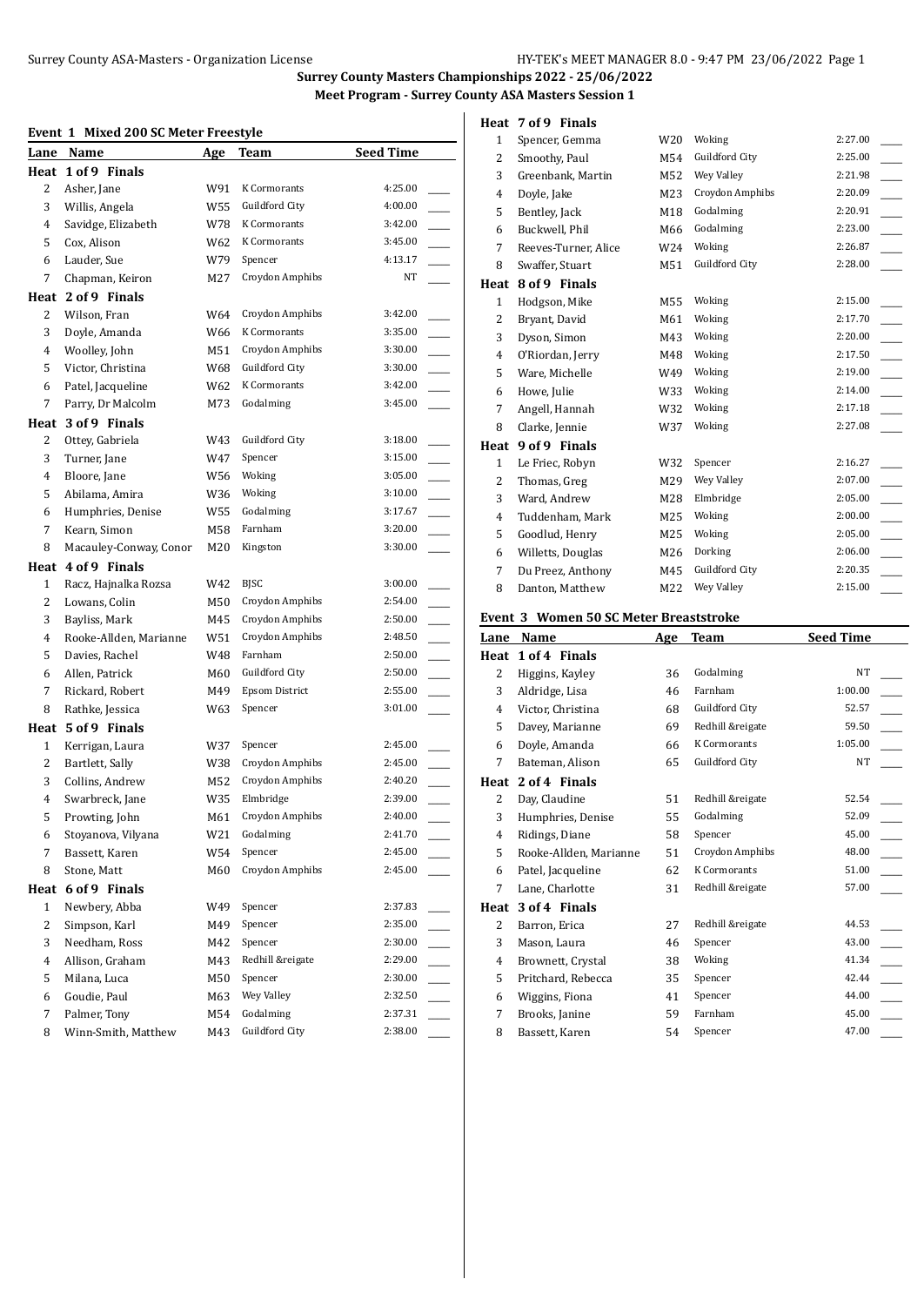# Surrey County Masters Championships 2022 - 25/06/2022

## Meet Program - Surrey County ASA Masters Session 1

### Event 1 Mixed 200 SC Meter Freestyle

| Lane | Name | Age | Team | Seed Time |
|---|---|---|---|---|
| **Heat 1 of 9 Finals** | | | | |
| 2 | Asher, Jane | W91 | K Cormorants | 4:25.00 |
| 3 | Willis, Angela | W55 | Guildford City | 4:00.00 |
| 4 | Savidge, Elizabeth | W78 | K Cormorants | 3:42.00 |
| 5 | Cox, Alison | W62 | K Cormorants | 3:45.00 |
| 6 | Lauder, Sue | W79 | Spencer | 4:13.17 |
| 7 | Chapman, Keiron | M27 | Croydon Amphibs | NT |
| **Heat 2 of 9 Finals** | | | | |
| 2 | Wilson, Fran | W64 | Croydon Amphibs | 3:42.00 |
| 3 | Doyle, Amanda | W66 | K Cormorants | 3:35.00 |
| 4 | Woolley, John | M51 | Croydon Amphibs | 3:30.00 |
| 5 | Victor, Christina | W68 | Guildford City | 3:30.00 |
| 6 | Patel, Jacqueline | W62 | K Cormorants | 3:42.00 |
| 7 | Parry, Dr Malcolm | M73 | Godalming | 3:45.00 |
| **Heat 3 of 9 Finals** | | | | |
| 2 | Ottey, Gabriela | W43 | Guildford City | 3:18.00 |
| 3 | Turner, Jane | W47 | Spencer | 3:15.00 |
| 4 | Bloore, Jane | W56 | Woking | 3:05.00 |
| 5 | Abilama, Amira | W36 | Woking | 3:10.00 |
| 6 | Humphries, Denise | W55 | Godalming | 3:17.67 |
| 7 | Kearn, Simon | M58 | Farnham | 3:20.00 |
| 8 | Macauley-Conway, Conor | M20 | Kingston | 3:30.00 |
| **Heat 4 of 9 Finals** | | | | |
| 1 | Racz, Hajnalka Rozsa | W42 | BJSC | 3:00.00 |
| 2 | Lowans, Colin | M50 | Croydon Amphibs | 2:54.00 |
| 3 | Bayliss, Mark | M45 | Croydon Amphibs | 2:50.00 |
| 4 | Rooke-Allden, Marianne | W51 | Croydon Amphibs | 2:48.50 |
| 5 | Davies, Rachel | W48 | Farnham | 2:50.00 |
| 6 | Allen, Patrick | M60 | Guildford City | 2:50.00 |
| 7 | Rickard, Robert | M49 | Epsom District | 2:55.00 |
| 8 | Rathke, Jessica | W63 | Spencer | 3:01.00 |
| **Heat 5 of 9 Finals** | | | | |
| 1 | Kerrigan, Laura | W37 | Spencer | 2:45.00 |
| 2 | Bartlett, Sally | W38 | Croydon Amphibs | 2:45.00 |
| 3 | Collins, Andrew | M52 | Croydon Amphibs | 2:40.20 |
| 4 | Swarbreck, Jane | W35 | Elmbridge | 2:39.00 |
| 5 | Prowting, John | M61 | Croydon Amphibs | 2:40.00 |
| 6 | Stoyanova, Vilyana | W21 | Godalming | 2:41.70 |
| 7 | Bassett, Karen | W54 | Spencer | 2:45.00 |
| 8 | Stone, Matt | M60 | Croydon Amphibs | 2:45.00 |
| **Heat 6 of 9 Finals** | | | | |
| 1 | Newbery, Abba | W49 | Spencer | 2:37.83 |
| 2 | Simpson, Karl | M49 | Spencer | 2:35.00 |
| 3 | Needham, Ross | M42 | Spencer | 2:30.00 |
| 4 | Allison, Graham | M43 | Redhill &reigate | 2:29.00 |
| 5 | Milana, Luca | M50 | Spencer | 2:30.00 |
| 6 | Goudie, Paul | M63 | Wey Valley | 2:32.50 |
| 7 | Palmer, Tony | M54 | Godalming | 2:37.31 |
| 8 | Winn-Smith, Matthew | M43 | Guildford City | 2:38.00 |
| **Heat 7 of 9 Finals** | | | | |
| 1 | Spencer, Gemma | W20 | Woking | 2:27.00 |
| 2 | Smoothy, Paul | M54 | Guildford City | 2:25.00 |
| 3 | Greenbank, Martin | M52 | Wey Valley | 2:21.98 |
| 4 | Doyle, Jake | M23 | Croydon Amphibs | 2:20.09 |
| 5 | Bentley, Jack | M18 | Godalming | 2:20.91 |
| 6 | Buckwell, Phil | M66 | Godalming | 2:23.00 |
| 7 | Reeves-Turner, Alice | W24 | Woking | 2:26.87 |
| 8 | Swaffer, Stuart | M51 | Guildford City | 2:28.00 |
| **Heat 8 of 9 Finals** | | | | |
| 1 | Hodgson, Mike | M55 | Woking | 2:15.00 |
| 2 | Bryant, David | M61 | Woking | 2:17.70 |
| 3 | Dyson, Simon | M43 | Woking | 2:20.00 |
| 4 | O'Riordan, Jerry | M48 | Woking | 2:17.50 |
| 5 | Ware, Michelle | W49 | Woking | 2:19.00 |
| 6 | Howe, Julie | W33 | Woking | 2:14.00 |
| 7 | Angell, Hannah | W32 | Woking | 2:17.18 |
| 8 | Clarke, Jennie | W37 | Woking | 2:27.08 |
| **Heat 9 of 9 Finals** | | | | |
| 1 | Le Friec, Robyn | W32 | Spencer | 2:16.27 |
| 2 | Thomas, Greg | M29 | Wey Valley | 2:07.00 |
| 3 | Ward, Andrew | M28 | Elmbridge | 2:05.00 |
| 4 | Tuddenham, Mark | M25 | Woking | 2:00.00 |
| 5 | Goodlud, Henry | M25 | Woking | 2:05.00 |
| 6 | Willetts, Douglas | M26 | Dorking | 2:06.00 |
| 7 | Du Preez, Anthony | M45 | Guildford City | 2:20.35 |
| 8 | Danton, Matthew | M22 | Wey Valley | 2:15.00 |

### Event 3 Women 50 SC Meter Breaststroke

| Lane | Name | Age | Team | Seed Time |
|---|---|---|---|---|
| **Heat 1 of 4 Finals** | | | | |
| 2 | Higgins, Kayley | 36 | Godalming | NT |
| 3 | Aldridge, Lisa | 46 | Farnham | 1:00.00 |
| 4 | Victor, Christina | 68 | Guildford City | 52.57 |
| 5 | Davey, Marianne | 69 | Redhill &reigate | 59.50 |
| 6 | Doyle, Amanda | 66 | K Cormorants | 1:05.00 |
| 7 | Bateman, Alison | 65 | Guildford City | NT |
| **Heat 2 of 4 Finals** | | | | |
| 2 | Day, Claudine | 51 | Redhill &reigate | 52.54 |
| 3 | Humphries, Denise | 55 | Godalming | 52.09 |
| 4 | Ridings, Diane | 58 | Spencer | 45.00 |
| 5 | Rooke-Allden, Marianne | 51 | Croydon Amphibs | 48.00 |
| 6 | Patel, Jacqueline | 62 | K Cormorants | 51.00 |
| 7 | Lane, Charlotte | 31 | Redhill &reigate | 57.00 |
| **Heat 3 of 4 Finals** | | | | |
| 2 | Barron, Erica | 27 | Redhill &reigate | 44.53 |
| 3 | Mason, Laura | 46 | Spencer | 43.00 |
| 4 | Brownett, Crystal | 38 | Woking | 41.34 |
| 5 | Pritchard, Rebecca | 35 | Spencer | 42.44 |
| 6 | Wiggins, Fiona | 41 | Spencer | 44.00 |
| 7 | Brooks, Janine | 59 | Farnham | 45.00 |
| 8 | Bassett, Karen | 54 | Spencer | 47.00 |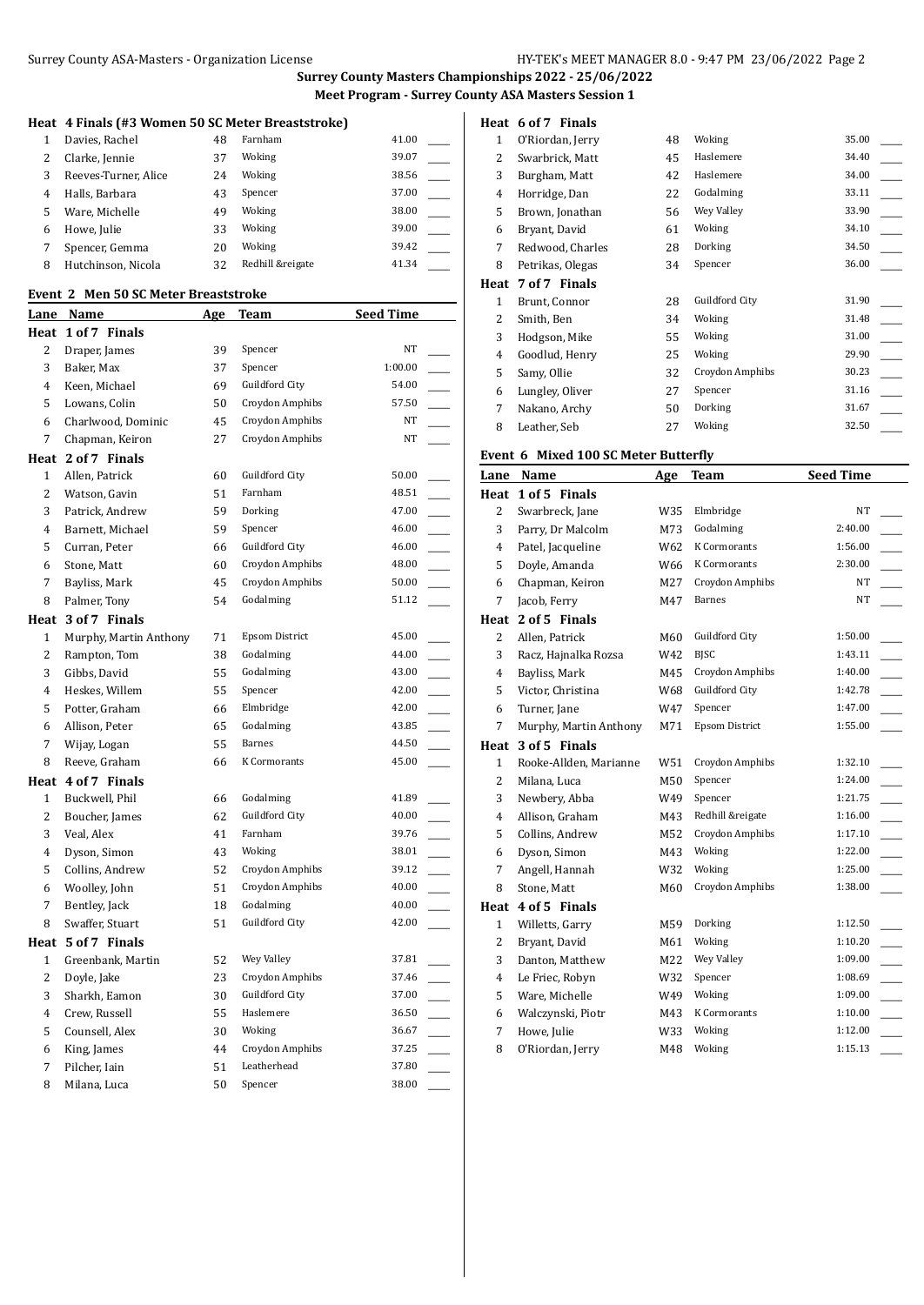**Surrey County Masters Championships 2022 - 25/06/2022**

**Meet Program - Surrey County ASA Masters Session 1**

**Heat 4 Finals (#3 Women 50 SC Meter Breaststroke)**

| Lane | Name | Age | Team | Seed Time |
|---|---|---|---|---|
| 1 | Davies, Rachel | 48 | Farnham | 41.00 |
| 2 | Clarke, Jennie | 37 | Woking | 39.07 |
| 3 | Reeves-Turner, Alice | 24 | Woking | 38.56 |
| 4 | Halls, Barbara | 43 | Spencer | 37.00 |
| 5 | Ware, Michelle | 49 | Woking | 38.00 |
| 6 | Howe, Julie | 33 | Woking | 39.00 |
| 7 | Spencer, Gemma | 20 | Woking | 39.42 |
| 8 | Hutchinson, Nicola | 32 | Redhill &reigate | 41.34 |

**Event 2 Men 50 SC Meter Breaststroke**

| Lane | Name | Age | Team | Seed Time |
|---|---|---|---|---|
| **Heat 1 of 7 Finals** | | | | |
| 2 | Draper, James | 39 | Spencer | NT |
| 3 | Baker, Max | 37 | Spencer | 1:00.00 |
| 4 | Keen, Michael | 69 | Guildford City | 54.00 |
| 5 | Lowans, Colin | 50 | Croydon Amphibs | 57.50 |
| 6 | Charlwood, Dominic | 45 | Croydon Amphibs | NT |
| 7 | Chapman, Keiron | 27 | Croydon Amphibs | NT |
| **Heat 2 of 7 Finals** | | | | |
| 1 | Allen, Patrick | 60 | Guildford City | 50.00 |
| 2 | Watson, Gavin | 51 | Farnham | 48.51 |
| 3 | Patrick, Andrew | 59 | Dorking | 47.00 |
| 4 | Barnett, Michael | 59 | Spencer | 46.00 |
| 5 | Curran, Peter | 66 | Guildford City | 46.00 |
| 6 | Stone, Matt | 60 | Croydon Amphibs | 48.00 |
| 7 | Bayliss, Mark | 45 | Croydon Amphibs | 50.00 |
| 8 | Palmer, Tony | 54 | Godalming | 51.12 |
| **Heat 3 of 7 Finals** | | | | |
| 1 | Murphy, Martin Anthony | 71 | Epsom District | 45.00 |
| 2 | Rampton, Tom | 38 | Godalming | 44.00 |
| 3 | Gibbs, David | 55 | Godalming | 43.00 |
| 4 | Heskes, Willem | 55 | Spencer | 42.00 |
| 5 | Potter, Graham | 66 | Elmbridge | 42.00 |
| 6 | Allison, Peter | 65 | Godalming | 43.85 |
| 7 | Wijay, Logan | 55 | Barnes | 44.50 |
| 8 | Reeve, Graham | 66 | K Cormorants | 45.00 |
| **Heat 4 of 7 Finals** | | | | |
| 1 | Buckwell, Phil | 66 | Godalming | 41.89 |
| 2 | Boucher, James | 62 | Guildford City | 40.00 |
| 3 | Veal, Alex | 41 | Farnham | 39.76 |
| 4 | Dyson, Simon | 43 | Woking | 38.01 |
| 5 | Collins, Andrew | 52 | Croydon Amphibs | 39.12 |
| 6 | Woolley, John | 51 | Croydon Amphibs | 40.00 |
| 7 | Bentley, Jack | 18 | Godalming | 40.00 |
| 8 | Swaffer, Stuart | 51 | Guildford City | 42.00 |
| **Heat 5 of 7 Finals** | | | | |
| 1 | Greenbank, Martin | 52 | Wey Valley | 37.81 |
| 2 | Doyle, Jake | 23 | Croydon Amphibs | 37.46 |
| 3 | Sharkh, Eamon | 30 | Guildford City | 37.00 |
| 4 | Crew, Russell | 55 | Haslemere | 36.50 |
| 5 | Counsell, Alex | 30 | Woking | 36.67 |
| 6 | King, James | 44 | Croydon Amphibs | 37.25 |
| 7 | Pilcher, Iain | 51 | Leatherhead | 37.80 |
| 8 | Milana, Luca | 50 | Spencer | 38.00 |
| **Heat 6 of 7 Finals** | | | | |
| 1 | O'Riordan, Jerry | 48 | Woking | 35.00 |
| 2 | Swarbrick, Matt | 45 | Haslemere | 34.40 |
| 3 | Burgham, Matt | 42 | Haslemere | 34.00 |
| 4 | Horridge, Dan | 22 | Godalming | 33.11 |
| 5 | Brown, Jonathan | 56 | Wey Valley | 33.90 |
| 6 | Bryant, David | 61 | Woking | 34.10 |
| 7 | Redwood, Charles | 28 | Dorking | 34.50 |
| 8 | Petrikas, Olegas | 34 | Spencer | 36.00 |
| **Heat 7 of 7 Finals** | | | | |
| 1 | Brunt, Connor | 28 | Guildford City | 31.90 |
| 2 | Smith, Ben | 34 | Woking | 31.48 |
| 3 | Hodgson, Mike | 55 | Woking | 31.00 |
| 4 | Goodlud, Henry | 25 | Woking | 29.90 |
| 5 | Samy, Ollie | 32 | Croydon Amphibs | 30.23 |
| 6 | Lungley, Oliver | 27 | Spencer | 31.16 |
| 7 | Nakano, Archy | 50 | Dorking | 31.67 |
| 8 | Leather, Seb | 27 | Woking | 32.50 |

**Event 6 Mixed 100 SC Meter Butterfly**

| Lane | Name | Age | Team | Seed Time |
|---|---|---|---|---|
| **Heat 1 of 5 Finals** | | | | |
| 2 | Swarbreck, Jane | W35 | Elmbridge | NT |
| 3 | Parry, Dr Malcolm | M73 | Godalming | 2:40.00 |
| 4 | Patel, Jacqueline | W62 | K Cormorants | 1:56.00 |
| 5 | Doyle, Amanda | W66 | K Cormorants | 2:30.00 |
| 6 | Chapman, Keiron | M27 | Croydon Amphibs | NT |
| 7 | Jacob, Ferry | M47 | Barnes | NT |
| **Heat 2 of 5 Finals** | | | | |
| 2 | Allen, Patrick | M60 | Guildford City | 1:50.00 |
| 3 | Racz, Hajnalka Rozsa | W42 | BJSC | 1:43.11 |
| 4 | Bayliss, Mark | M45 | Croydon Amphibs | 1:40.00 |
| 5 | Victor, Christina | W68 | Guildford City | 1:42.78 |
| 6 | Turner, Jane | W47 | Spencer | 1:47.00 |
| 7 | Murphy, Martin Anthony | M71 | Epsom District | 1:55.00 |
| **Heat 3 of 5 Finals** | | | | |
| 1 | Rooke-Allden, Marianne | W51 | Croydon Amphibs | 1:32.10 |
| 2 | Milana, Luca | M50 | Spencer | 1:24.00 |
| 3 | Newbery, Abba | W49 | Spencer | 1:21.75 |
| 4 | Allison, Graham | M43 | Redhill &reigate | 1:16.00 |
| 5 | Collins, Andrew | M52 | Croydon Amphibs | 1:17.10 |
| 6 | Dyson, Simon | M43 | Woking | 1:22.00 |
| 7 | Angell, Hannah | W32 | Woking | 1:25.00 |
| 8 | Stone, Matt | M60 | Croydon Amphibs | 1:38.00 |
| **Heat 4 of 5 Finals** | | | | |
| 1 | Willetts, Garry | M59 | Dorking | 1:12.50 |
| 2 | Bryant, David | M61 | Woking | 1:10.20 |
| 3 | Danton, Matthew | M22 | Wey Valley | 1:09.00 |
| 4 | Le Friec, Robyn | W32 | Spencer | 1:08.69 |
| 5 | Ware, Michelle | W49 | Woking | 1:09.00 |
| 6 | Walczynski, Piotr | M43 | K Cormorants | 1:10.00 |
| 7 | Howe, Julie | W33 | Woking | 1:12.00 |
| 8 | O'Riordan, Jerry | M48 | Woking | 1:15.13 |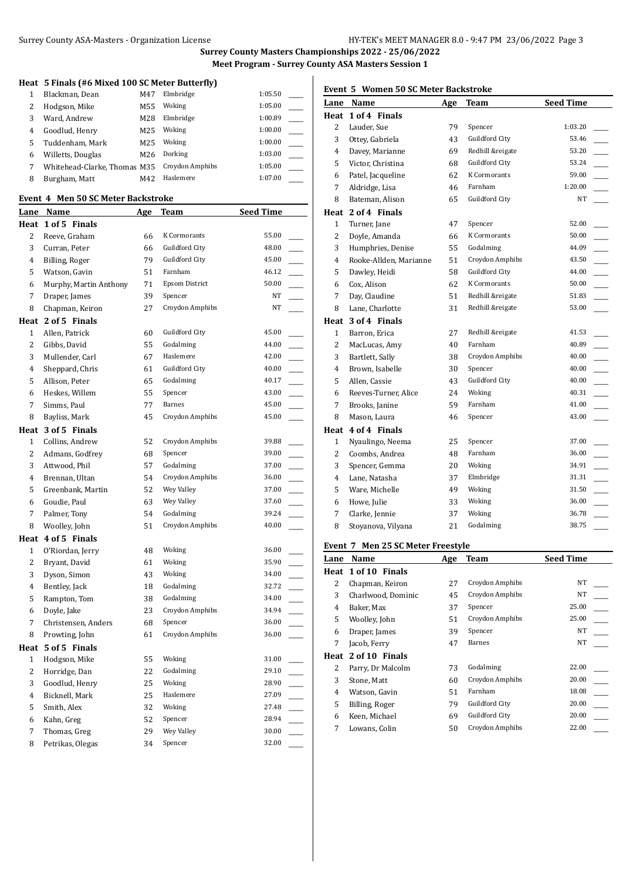**Surrey County Masters Championships 2022 - 25/06/2022**

**Meet Program - Surrey County ASA Masters Session 1**

### Heat 5 Finals (#6 Mixed 100 SC Meter Butterfly)

| Lane | Name | Age | Team | Seed Time |
|---|---|---|---|---|
| 1 | Blackman, Dean | M47 | Elmbridge | 1:05.50 |
| 2 | Hodgson, Mike | M55 | Woking | 1:05.00 |
| 3 | Ward, Andrew | M28 | Elmbridge | 1:00.89 |
| 4 | Goodlud, Henry | M25 | Woking | 1:00.00 |
| 5 | Tuddenham, Mark | M25 | Woking | 1:00.00 |
| 6 | Willetts, Douglas | M26 | Dorking | 1:03.00 |
| 7 | Whitehead-Clarke, Thomas | M35 | Croydon Amphibs | 1:05.00 |
| 8 | Burgham, Matt | M42 | Haslemere | 1:07.00 |

### Event 4 Men 50 SC Meter Backstroke

| Lane | Name | Age | Team | Seed Time |
|---|---|---|---|---|
| **Heat 1 of 5 Finals** | | | | |
| 2 | Reeve, Graham | 66 | K Cormorants | 55.00 |
| 3 | Curran, Peter | 66 | Guildford City | 48.00 |
| 4 | Billing, Roger | 79 | Guildford City | 45.00 |
| 5 | Watson, Gavin | 51 | Farnham | 46.12 |
| 6 | Murphy, Martin Anthony | 71 | Epsom District | 50.00 |
| 7 | Draper, James | 39 | Spencer | NT |
| 8 | Chapman, Keiron | 27 | Croydon Amphibs | NT |
| **Heat 2 of 5 Finals** | | | | |
| 1 | Allen, Patrick | 60 | Guildford City | 45.00 |
| 2 | Gibbs, David | 55 | Godalming | 44.00 |
| 3 | Mullender, Carl | 67 | Haslemere | 42.00 |
| 4 | Sheppard, Chris | 61 | Guildford City | 40.00 |
| 5 | Allison, Peter | 65 | Godalming | 40.17 |
| 6 | Heskes, Willem | 55 | Spencer | 43.00 |
| 7 | Simms, Paul | 77 | Barnes | 45.00 |
| 8 | Bayliss, Mark | 45 | Croydon Amphibs | 45.00 |
| **Heat 3 of 5 Finals** | | | | |
| 1 | Collins, Andrew | 52 | Croydon Amphibs | 39.88 |
| 2 | Admans, Godfrey | 68 | Spencer | 39.00 |
| 3 | Attwood, Phil | 57 | Godalming | 37.00 |
| 4 | Brennan, Ultan | 54 | Croydon Amphibs | 36.00 |
| 5 | Greenbank, Martin | 52 | Wey Valley | 37.00 |
| 6 | Goudie, Paul | 63 | Wey Valley | 37.60 |
| 7 | Palmer, Tony | 54 | Godalming | 39.24 |
| 8 | Woolley, John | 51 | Croydon Amphibs | 40.00 |
| **Heat 4 of 5 Finals** | | | | |
| 1 | O'Riordan, Jerry | 48 | Woking | 36.00 |
| 2 | Bryant, David | 61 | Woking | 35.90 |
| 3 | Dyson, Simon | 43 | Woking | 34.00 |
| 4 | Bentley, Jack | 18 | Godalming | 32.72 |
| 5 | Rampton, Tom | 38 | Godalming | 34.00 |
| 6 | Doyle, Jake | 23 | Croydon Amphibs | 34.94 |
| 7 | Christensen, Anders | 68 | Spencer | 36.00 |
| 8 | Prowting, John | 61 | Croydon Amphibs | 36.00 |
| **Heat 5 of 5 Finals** | | | | |
| 1 | Hodgson, Mike | 55 | Woking | 31.00 |
| 2 | Horridge, Dan | 22 | Godalming | 29.10 |
| 3 | Goodlud, Henry | 25 | Woking | 28.90 |
| 4 | Bicknell, Mark | 25 | Haslemere | 27.09 |
| 5 | Smith, Alex | 32 | Woking | 27.48 |
| 6 | Kahn, Greg | 52 | Spencer | 28.94 |
| 7 | Thomas, Greg | 29 | Wey Valley | 30.00 |
| 8 | Petrikas, Olegas | 34 | Spencer | 32.00 |

### Event 5 Women 50 SC Meter Backstroke

| Lane | Name | Age | Team | Seed Time |
|---|---|---|---|---|
| **Heat 1 of 4 Finals** | | | | |
| 2 | Lauder, Sue | 79 | Spencer | 1:03.20 |
| 3 | Ottey, Gabriela | 43 | Guildford City | 53.46 |
| 4 | Davey, Marianne | 69 | Redhill &reigate | 53.20 |
| 5 | Victor, Christina | 68 | Guildford City | 53.24 |
| 6 | Patel, Jacqueline | 62 | K Cormorants | 59.00 |
| 7 | Aldridge, Lisa | 46 | Farnham | 1:20.00 |
| 8 | Bateman, Alison | 65 | Guildford City | NT |
| **Heat 2 of 4 Finals** | | | | |
| 1 | Turner, Jane | 47 | Spencer | 52.00 |
| 2 | Doyle, Amanda | 66 | K Cormorants | 50.00 |
| 3 | Humphries, Denise | 55 | Godalming | 44.09 |
| 4 | Rooke-Allden, Marianne | 51 | Croydon Amphibs | 43.50 |
| 5 | Dawley, Heidi | 58 | Guildford City | 44.00 |
| 6 | Cox, Alison | 62 | K Cormorants | 50.00 |
| 7 | Day, Claudine | 51 | Redhill &reigate | 51.83 |
| 8 | Lane, Charlotte | 31 | Redhill &reigate | 53.00 |
| **Heat 3 of 4 Finals** | | | | |
| 1 | Barron, Erica | 27 | Redhill &reigate | 41.53 |
| 2 | MacLucas, Amy | 40 | Farnham | 40.89 |
| 3 | Bartlett, Sally | 38 | Croydon Amphibs | 40.00 |
| 4 | Brown, Isabelle | 30 | Spencer | 40.00 |
| 5 | Allen, Cassie | 43 | Guildford City | 40.00 |
| 6 | Reeves-Turner, Alice | 24 | Woking | 40.31 |
| 7 | Brooks, Janine | 59 | Farnham | 41.00 |
| 8 | Mason, Laura | 46 | Spencer | 43.00 |
| **Heat 4 of 4 Finals** | | | | |
| 1 | Nyaulingo, Neema | 25 | Spencer | 37.00 |
| 2 | Coombs, Andrea | 48 | Farnham | 36.00 |
| 3 | Spencer, Gemma | 20 | Woking | 34.91 |
| 4 | Lane, Natasha | 37 | Elmbridge | 31.31 |
| 5 | Ware, Michelle | 49 | Woking | 31.50 |
| 6 | Howe, Julie | 33 | Woking | 36.00 |
| 7 | Clarke, Jennie | 37 | Woking | 36.78 |
| 8 | Stoyanova, Vilyana | 21 | Godalming | 38.75 |

### Event 7 Men 25 SC Meter Freestyle

| Lane | Name | Age | Team | Seed Time |
|---|---|---|---|---|
| **Heat 1 of 10 Finals** | | | | |
| 2 | Chapman, Keiron | 27 | Croydon Amphibs | NT |
| 3 | Charlwood, Dominic | 45 | Croydon Amphibs | NT |
| 4 | Baker, Max | 37 | Spencer | 25.00 |
| 5 | Woolley, John | 51 | Croydon Amphibs | 25.00 |
| 6 | Draper, James | 39 | Spencer | NT |
| 7 | Jacob, Ferry | 47 | Barnes | NT |
| **Heat 2 of 10 Finals** | | | | |
| 2 | Parry, Dr Malcolm | 73 | Godalming | 22.00 |
| 3 | Stone, Matt | 60 | Croydon Amphibs | 20.00 |
| 4 | Watson, Gavin | 51 | Farnham | 18.08 |
| 5 | Billing, Roger | 79 | Guildford City | 20.00 |
| 6 | Keen, Michael | 69 | Guildford City | 20.00 |
| 7 | Lowans, Colin | 50 | Croydon Amphibs | 22.00 |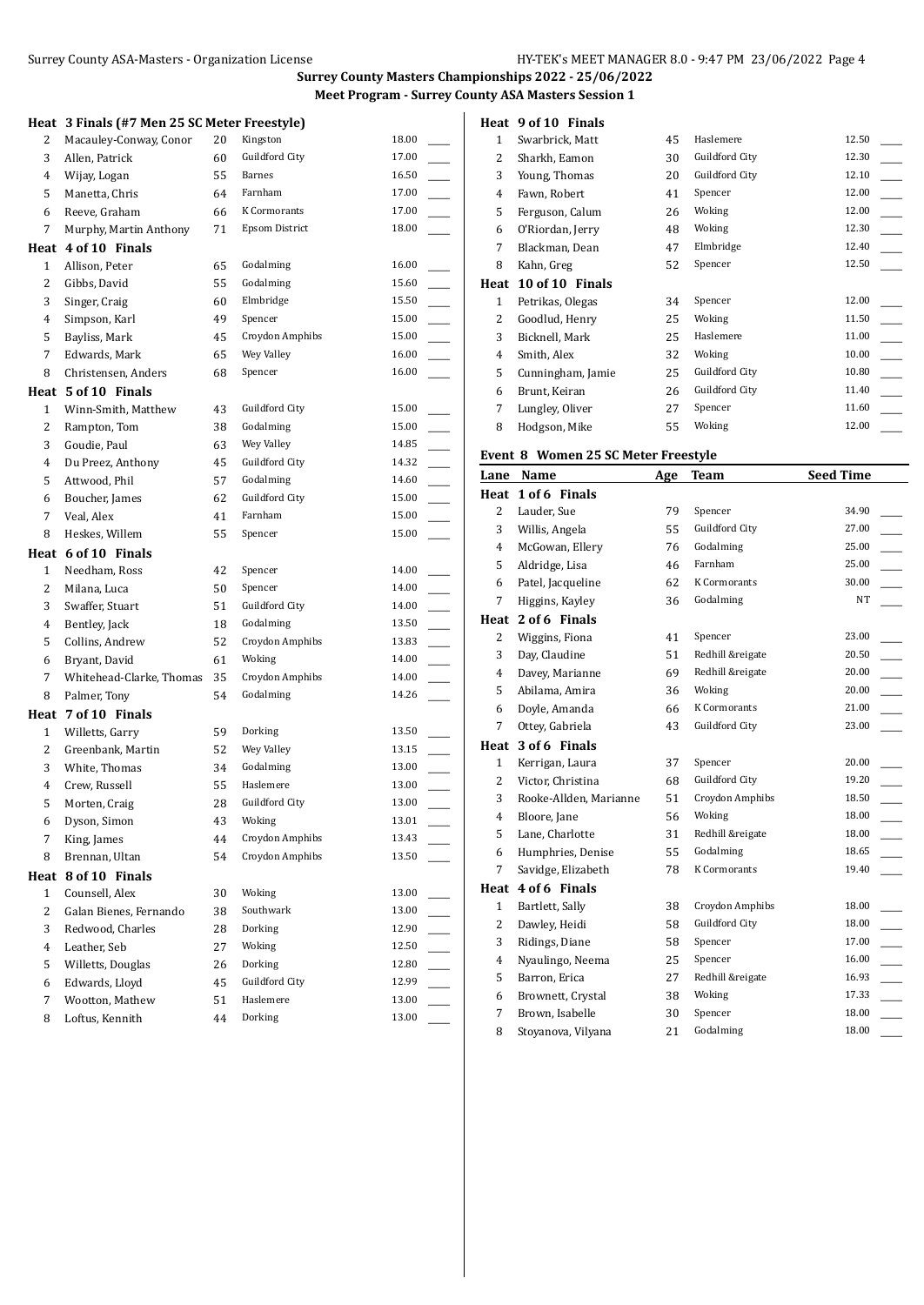**Surrey County Masters Championships 2022 - 25/06/2022**

**Meet Program - Surrey County ASA Masters Session 1**

**Heat 3 Finals (#7 Men 25 SC Meter Freestyle)**

| Lane | Name | Age | Team | Seed Time |
|---|---|---|---|---|
| 2 | Macauley-Conway, Conor | 20 | Kingston | 18.00 |
| 3 | Allen, Patrick | 60 | Guildford City | 17.00 |
| 4 | Wijay, Logan | 55 | Barnes | 16.50 |
| 5 | Manetta, Chris | 64 | Farnham | 17.00 |
| 6 | Reeve, Graham | 66 | K Cormorants | 17.00 |
| 7 | Murphy, Martin Anthony | 71 | Epsom District | 18.00 |

**Heat 4 of 10 Finals**

| Lane | Name | Age | Team | Seed Time |
|---|---|---|---|---|
| 1 | Allison, Peter | 65 | Godalming | 16.00 |
| 2 | Gibbs, David | 55 | Godalming | 15.60 |
| 3 | Singer, Craig | 60 | Elmbridge | 15.50 |
| 4 | Simpson, Karl | 49 | Spencer | 15.00 |
| 5 | Bayliss, Mark | 45 | Croydon Amphibs | 15.00 |
| 7 | Edwards, Mark | 65 | Wey Valley | 16.00 |
| 8 | Christensen, Anders | 68 | Spencer | 16.00 |

**Heat 5 of 10 Finals**

| Lane | Name | Age | Team | Seed Time |
|---|---|---|---|---|
| 1 | Winn-Smith, Matthew | 43 | Guildford City | 15.00 |
| 2 | Rampton, Tom | 38 | Godalming | 15.00 |
| 3 | Goudie, Paul | 63 | Wey Valley | 14.85 |
| 4 | Du Preez, Anthony | 45 | Guildford City | 14.32 |
| 5 | Attwood, Phil | 57 | Godalming | 14.60 |
| 6 | Boucher, James | 62 | Guildford City | 15.00 |
| 7 | Veal, Alex | 41 | Farnham | 15.00 |
| 8 | Heskes, Willem | 55 | Spencer | 15.00 |

**Heat 6 of 10 Finals**

| Lane | Name | Age | Team | Seed Time |
|---|---|---|---|---|
| 1 | Needham, Ross | 42 | Spencer | 14.00 |
| 2 | Milana, Luca | 50 | Spencer | 14.00 |
| 3 | Swaffer, Stuart | 51 | Guildford City | 14.00 |
| 4 | Bentley, Jack | 18 | Godalming | 13.50 |
| 5 | Collins, Andrew | 52 | Croydon Amphibs | 13.83 |
| 6 | Bryant, David | 61 | Woking | 14.00 |
| 7 | Whitehead-Clarke, Thomas | 35 | Croydon Amphibs | 14.00 |
| 8 | Palmer, Tony | 54 | Godalming | 14.26 |

**Heat 7 of 10 Finals**

| Lane | Name | Age | Team | Seed Time |
|---|---|---|---|---|
| 1 | Willetts, Garry | 59 | Dorking | 13.50 |
| 2 | Greenbank, Martin | 52 | Wey Valley | 13.15 |
| 3 | White, Thomas | 34 | Godalming | 13.00 |
| 4 | Crew, Russell | 55 | Haslemere | 13.00 |
| 5 | Morten, Craig | 28 | Guildford City | 13.00 |
| 6 | Dyson, Simon | 43 | Woking | 13.01 |
| 7 | King, James | 44 | Croydon Amphibs | 13.43 |
| 8 | Brennan, Ultan | 54 | Croydon Amphibs | 13.50 |

**Heat 8 of 10 Finals**

| Lane | Name | Age | Team | Seed Time |
|---|---|---|---|---|
| 1 | Counsell, Alex | 30 | Woking | 13.00 |
| 2 | Galan Bienes, Fernando | 38 | Southwark | 13.00 |
| 3 | Redwood, Charles | 28 | Dorking | 12.90 |
| 4 | Leather, Seb | 27 | Woking | 12.50 |
| 5 | Willetts, Douglas | 26 | Dorking | 12.80 |
| 6 | Edwards, Lloyd | 45 | Guildford City | 12.99 |
| 7 | Wootton, Mathew | 51 | Haslemere | 13.00 |
| 8 | Loftus, Kennith | 44 | Dorking | 13.00 |

**Heat 9 of 10 Finals**

| Lane | Name | Age | Team | Seed Time |
|---|---|---|---|---|
| 1 | Swarbrick, Matt | 45 | Haslemere | 12.50 |
| 2 | Sharkh, Eamon | 30 | Guildford City | 12.30 |
| 3 | Young, Thomas | 20 | Guildford City | 12.10 |
| 4 | Fawn, Robert | 41 | Spencer | 12.00 |
| 5 | Ferguson, Calum | 26 | Woking | 12.00 |
| 6 | O'Riordan, Jerry | 48 | Woking | 12.30 |
| 7 | Blackman, Dean | 47 | Elmbridge | 12.40 |
| 8 | Kahn, Greg | 52 | Spencer | 12.50 |

**Heat 10 of 10 Finals**

| Lane | Name | Age | Team | Seed Time |
|---|---|---|---|---|
| 1 | Petrikas, Olegas | 34 | Spencer | 12.00 |
| 2 | Goodlud, Henry | 25 | Woking | 11.50 |
| 3 | Bicknell, Mark | 25 | Haslemere | 11.00 |
| 4 | Smith, Alex | 32 | Woking | 10.00 |
| 5 | Cunningham, Jamie | 25 | Guildford City | 10.80 |
| 6 | Brunt, Keiran | 26 | Guildford City | 11.40 |
| 7 | Lungley, Oliver | 27 | Spencer | 11.60 |
| 8 | Hodgson, Mike | 55 | Woking | 12.00 |

## Event 8 Women 25 SC Meter Freestyle

**Heat 1 of 6 Finals**

| Lane | Name | Age | Team | Seed Time |
|---|---|---|---|---|
| 2 | Lauder, Sue | 79 | Spencer | 34.90 |
| 3 | Willis, Angela | 55 | Guildford City | 27.00 |
| 4 | McGowan, Ellery | 76 | Godalming | 25.00 |
| 5 | Aldridge, Lisa | 46 | Farnham | 25.00 |
| 6 | Patel, Jacqueline | 62 | K Cormorants | 30.00 |
| 7 | Higgins, Kayley | 36 | Godalming | NT |

**Heat 2 of 6 Finals**

| Lane | Name | Age | Team | Seed Time |
|---|---|---|---|---|
| 2 | Wiggins, Fiona | 41 | Spencer | 23.00 |
| 3 | Day, Claudine | 51 | Redhill &reigate | 20.50 |
| 4 | Davey, Marianne | 69 | Redhill &reigate | 20.00 |
| 5 | Abilama, Amira | 36 | Woking | 20.00 |
| 6 | Doyle, Amanda | 66 | K Cormorants | 21.00 |
| 7 | Ottey, Gabriela | 43 | Guildford City | 23.00 |

**Heat 3 of 6 Finals**

| Lane | Name | Age | Team | Seed Time |
|---|---|---|---|---|
| 1 | Kerrigan, Laura | 37 | Spencer | 20.00 |
| 2 | Victor, Christina | 68 | Guildford City | 19.20 |
| 3 | Rooke-Allden, Marianne | 51 | Croydon Amphibs | 18.50 |
| 4 | Bloore, Jane | 56 | Woking | 18.00 |
| 5 | Lane, Charlotte | 31 | Redhill &reigate | 18.00 |
| 6 | Humphries, Denise | 55 | Godalming | 18.65 |
| 7 | Savidge, Elizabeth | 78 | K Cormorants | 19.40 |

**Heat 4 of 6 Finals**

| Lane | Name | Age | Team | Seed Time |
|---|---|---|---|---|
| 1 | Bartlett, Sally | 38 | Croydon Amphibs | 18.00 |
| 2 | Dawley, Heidi | 58 | Guildford City | 18.00 |
| 3 | Ridings, Diane | 58 | Spencer | 17.00 |
| 4 | Nyaulingo, Neema | 25 | Spencer | 16.00 |
| 5 | Barron, Erica | 27 | Redhill &reigate | 16.93 |
| 6 | Brownett, Crystal | 38 | Woking | 17.33 |
| 7 | Brown, Isabelle | 30 | Spencer | 18.00 |
| 8 | Stoyanova, Vilyana | 21 | Godalming | 18.00 |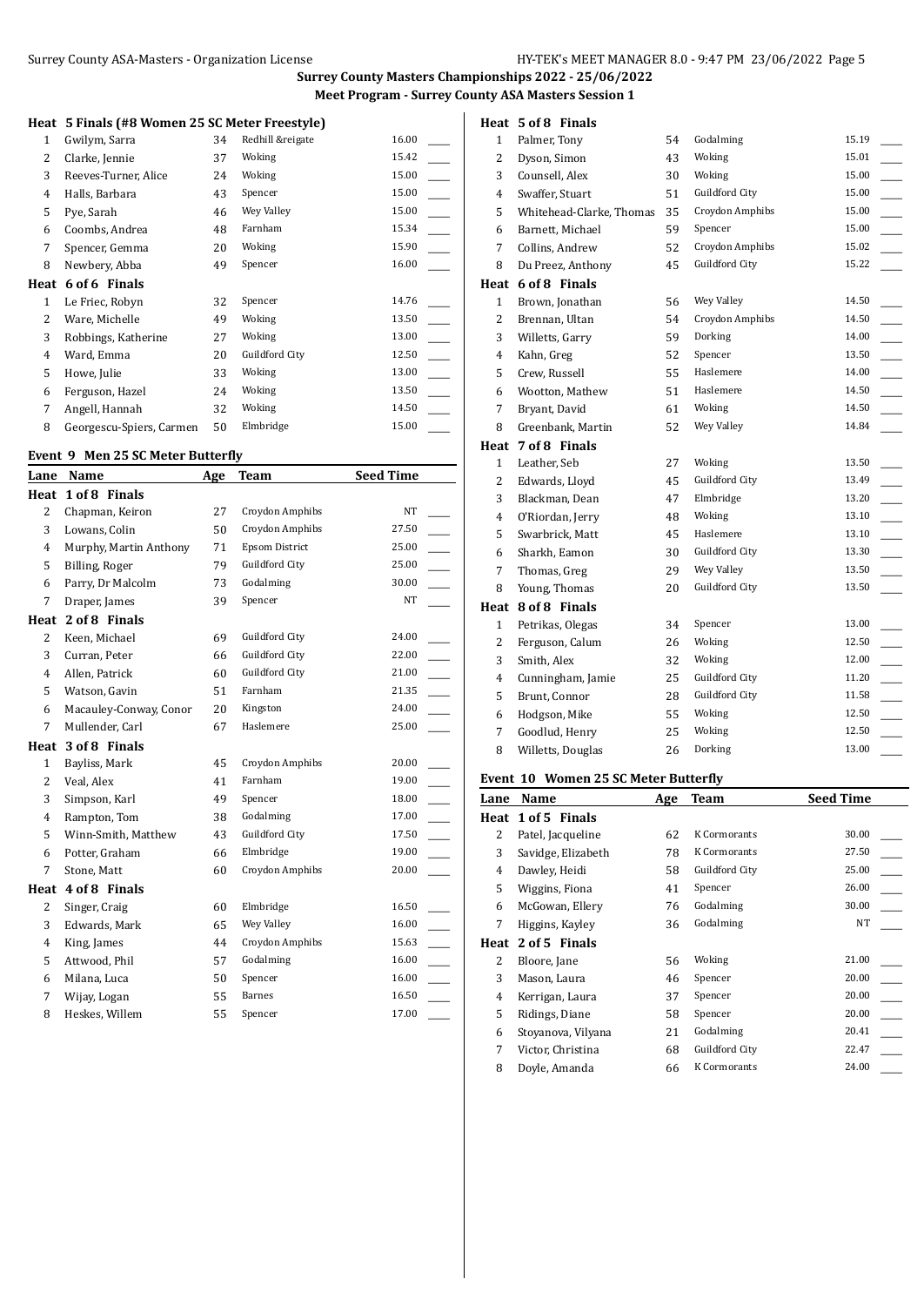## Surrey County Masters Championships 2022 - 25/06/2022

### Meet Program - Surrey County ASA Masters Session 1

**Heat 5 Finals (#8 Women 25 SC Meter Freestyle)**

| Lane | Name | Age | Team | Seed Time |
|---|---|---|---|---|
| 1 | Gwilym, Sarra | 34 | Redhill &reigate | 16.00 |
| 2 | Clarke, Jennie | 37 | Woking | 15.42 |
| 3 | Reeves-Turner, Alice | 24 | Woking | 15.00 |
| 4 | Halls, Barbara | 43 | Spencer | 15.00 |
| 5 | Pye, Sarah | 46 | Wey Valley | 15.00 |
| 6 | Coombs, Andrea | 48 | Farnham | 15.34 |
| 7 | Spencer, Gemma | 20 | Woking | 15.90 |
| 8 | Newbery, Abba | 49 | Spencer | 16.00 |

**Heat 6 of 6 Finals**

| Lane | Name | Age | Team | Seed Time |
|---|---|---|---|---|
| 1 | Le Friec, Robyn | 32 | Spencer | 14.76 |
| 2 | Ware, Michelle | 49 | Woking | 13.50 |
| 3 | Robbings, Katherine | 27 | Woking | 13.00 |
| 4 | Ward, Emma | 20 | Guildford City | 12.50 |
| 5 | Howe, Julie | 33 | Woking | 13.00 |
| 6 | Ferguson, Hazel | 24 | Woking | 13.50 |
| 7 | Angell, Hannah | 32 | Woking | 14.50 |
| 8 | Georgescu-Spiers, Carmen | 50 | Elmbridge | 15.00 |

### Event 9 Men 25 SC Meter Butterfly

| Lane | Name | Age | Team | Seed Time |
|---|---|---|---|---|
| **Heat 1 of 8 Finals** | | | | |
| 2 | Chapman, Keiron | 27 | Croydon Amphibs | NT |
| 3 | Lowans, Colin | 50 | Croydon Amphibs | 27.50 |
| 4 | Murphy, Martin Anthony | 71 | Epsom District | 25.00 |
| 5 | Billing, Roger | 79 | Guildford City | 25.00 |
| 6 | Parry, Dr Malcolm | 73 | Godalming | 30.00 |
| 7 | Draper, James | 39 | Spencer | NT |
| **Heat 2 of 8 Finals** | | | | |
| 2 | Keen, Michael | 69 | Guildford City | 24.00 |
| 3 | Curran, Peter | 66 | Guildford City | 22.00 |
| 4 | Allen, Patrick | 60 | Guildford City | 21.00 |
| 5 | Watson, Gavin | 51 | Farnham | 21.35 |
| 6 | Macauley-Conway, Conor | 20 | Kingston | 24.00 |
| 7 | Mullender, Carl | 67 | Haslemere | 25.00 |
| **Heat 3 of 8 Finals** | | | | |
| 1 | Bayliss, Mark | 45 | Croydon Amphibs | 20.00 |
| 2 | Veal, Alex | 41 | Farnham | 19.00 |
| 3 | Simpson, Karl | 49 | Spencer | 18.00 |
| 4 | Rampton, Tom | 38 | Godalming | 17.00 |
| 5 | Winn-Smith, Matthew | 43 | Guildford City | 17.50 |
| 6 | Potter, Graham | 66 | Elmbridge | 19.00 |
| 7 | Stone, Matt | 60 | Croydon Amphibs | 20.00 |
| **Heat 4 of 8 Finals** | | | | |
| 2 | Singer, Craig | 60 | Elmbridge | 16.50 |
| 3 | Edwards, Mark | 65 | Wey Valley | 16.00 |
| 4 | King, James | 44 | Croydon Amphibs | 15.63 |
| 5 | Attwood, Phil | 57 | Godalming | 16.00 |
| 6 | Milana, Luca | 50 | Spencer | 16.00 |
| 7 | Wijay, Logan | 55 | Barnes | 16.50 |
| 8 | Heskes, Willem | 55 | Spencer | 17.00 |
| **Heat 5 of 8 Finals** | | | | |
| 1 | Palmer, Tony | 54 | Godalming | 15.19 |
| 2 | Dyson, Simon | 43 | Woking | 15.01 |
| 3 | Counsell, Alex | 30 | Woking | 15.00 |
| 4 | Swaffer, Stuart | 51 | Guildford City | 15.00 |
| 5 | Whitehead-Clarke, Thomas | 35 | Croydon Amphibs | 15.00 |
| 6 | Barnett, Michael | 59 | Spencer | 15.00 |
| 7 | Collins, Andrew | 52 | Croydon Amphibs | 15.02 |
| 8 | Du Preez, Anthony | 45 | Guildford City | 15.22 |
| **Heat 6 of 8 Finals** | | | | |
| 1 | Brown, Jonathan | 56 | Wey Valley | 14.50 |
| 2 | Brennan, Ultan | 54 | Croydon Amphibs | 14.50 |
| 3 | Willetts, Garry | 59 | Dorking | 14.00 |
| 4 | Kahn, Greg | 52 | Spencer | 13.50 |
| 5 | Crew, Russell | 55 | Haslemere | 14.00 |
| 6 | Wootton, Mathew | 51 | Haslemere | 14.50 |
| 7 | Bryant, David | 61 | Woking | 14.50 |
| 8 | Greenbank, Martin | 52 | Wey Valley | 14.84 |
| **Heat 7 of 8 Finals** | | | | |
| 1 | Leather, Seb | 27 | Woking | 13.50 |
| 2 | Edwards, Lloyd | 45 | Guildford City | 13.49 |
| 3 | Blackman, Dean | 47 | Elmbridge | 13.20 |
| 4 | O'Riordan, Jerry | 48 | Woking | 13.10 |
| 5 | Swarbrick, Matt | 45 | Haslemere | 13.10 |
| 6 | Sharkh, Eamon | 30 | Guildford City | 13.30 |
| 7 | Thomas, Greg | 29 | Wey Valley | 13.50 |
| 8 | Young, Thomas | 20 | Guildford City | 13.50 |
| **Heat 8 of 8 Finals** | | | | |
| 1 | Petrikas, Olegas | 34 | Spencer | 13.00 |
| 2 | Ferguson, Calum | 26 | Woking | 12.50 |
| 3 | Smith, Alex | 32 | Woking | 12.00 |
| 4 | Cunningham, Jamie | 25 | Guildford City | 11.20 |
| 5 | Brunt, Connor | 28 | Guildford City | 11.58 |
| 6 | Hodgson, Mike | 55 | Woking | 12.50 |
| 7 | Goodlud, Henry | 25 | Woking | 12.50 |
| 8 | Willetts, Douglas | 26 | Dorking | 13.00 |

### Event 10 Women 25 SC Meter Butterfly

| Lane | Name | Age | Team | Seed Time |
|---|---|---|---|---|
| **Heat 1 of 5 Finals** | | | | |
| 2 | Patel, Jacqueline | 62 | K Cormorants | 30.00 |
| 3 | Savidge, Elizabeth | 78 | K Cormorants | 27.50 |
| 4 | Dawley, Heidi | 58 | Guildford City | 25.00 |
| 5 | Wiggins, Fiona | 41 | Spencer | 26.00 |
| 6 | McGowan, Ellery | 76 | Godalming | 30.00 |
| 7 | Higgins, Kayley | 36 | Godalming | NT |
| **Heat 2 of 5 Finals** | | | | |
| 2 | Bloore, Jane | 56 | Woking | 21.00 |
| 3 | Mason, Laura | 46 | Spencer | 20.00 |
| 4 | Kerrigan, Laura | 37 | Spencer | 20.00 |
| 5 | Ridings, Diane | 58 | Spencer | 20.00 |
| 6 | Stoyanova, Vilyana | 21 | Godalming | 20.41 |
| 7 | Victor, Christina | 68 | Guildford City | 22.47 |
| 8 | Doyle, Amanda | 66 | K Cormorants | 24.00 |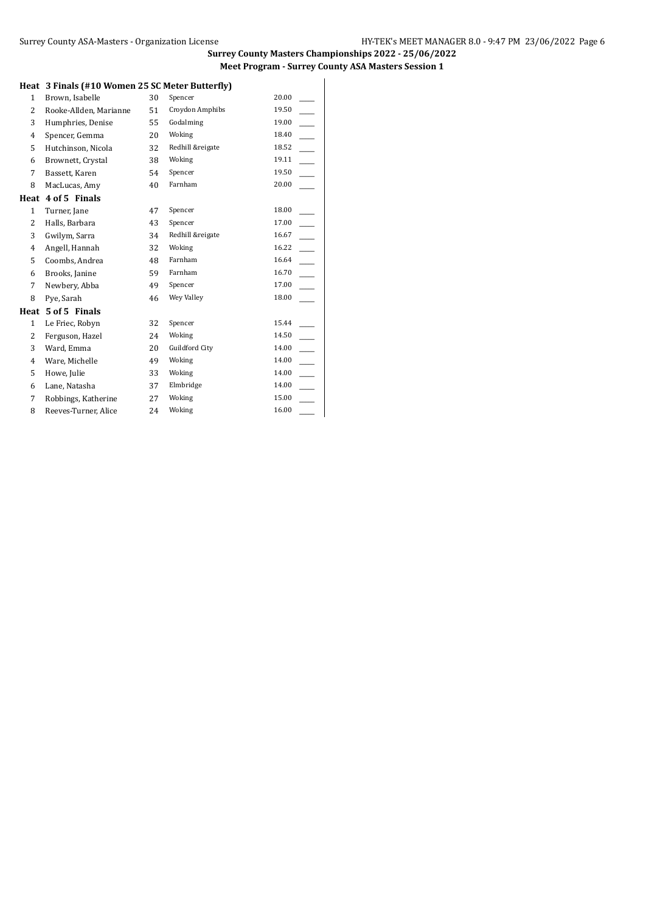## Surrey County Masters Championships 2022 - 25/06/2022

### Meet Program - Surrey County ASA Masters Session 1

**Heat 3 Finals (#10 Women 25 SC Meter Butterfly)**

| | | | | | |
|---|---|---|---|---|---|
| 1 | Brown, Isabelle | 30 | Spencer | 20.00 | ____ |
| 2 | Rooke-Allden, Marianne | 51 | Croydon Amphibs | 19.50 | ____ |
| 3 | Humphries, Denise | 55 | Godalming | 19.00 | ____ |
| 4 | Spencer, Gemma | 20 | Woking | 18.40 | ____ |
| 5 | Hutchinson, Nicola | 32 | Redhill &reigate | 18.52 | ____ |
| 6 | Brownett, Crystal | 38 | Woking | 19.11 | ____ |
| 7 | Bassett, Karen | 54 | Spencer | 19.50 | ____ |
| 8 | MacLucas, Amy | 40 | Farnham | 20.00 | ____ |

**Heat 4 of 5 Finals**

| | | | | | |
|---|---|---|---|---|---|
| 1 | Turner, Jane | 47 | Spencer | 18.00 | ____ |
| 2 | Halls, Barbara | 43 | Spencer | 17.00 | ____ |
| 3 | Gwilym, Sarra | 34 | Redhill &reigate | 16.67 | ____ |
| 4 | Angell, Hannah | 32 | Woking | 16.22 | ____ |
| 5 | Coombs, Andrea | 48 | Farnham | 16.64 | ____ |
| 6 | Brooks, Janine | 59 | Farnham | 16.70 | ____ |
| 7 | Newbery, Abba | 49 | Spencer | 17.00 | ____ |
| 8 | Pye, Sarah | 46 | Wey Valley | 18.00 | ____ |

**Heat 5 of 5 Finals**

| | | | | | |
|---|---|---|---|---|---|
| 1 | Le Friec, Robyn | 32 | Spencer | 15.44 | ____ |
| 2 | Ferguson, Hazel | 24 | Woking | 14.50 | ____ |
| 3 | Ward, Emma | 20 | Guildford City | 14.00 | ____ |
| 4 | Ware, Michelle | 49 | Woking | 14.00 | ____ |
| 5 | Howe, Julie | 33 | Woking | 14.00 | ____ |
| 6 | Lane, Natasha | 37 | Elmbridge | 14.00 | ____ |
| 7 | Robbings, Katherine | 27 | Woking | 15.00 | ____ |
| 8 | Reeves-Turner, Alice | 24 | Woking | 16.00 | ____ |